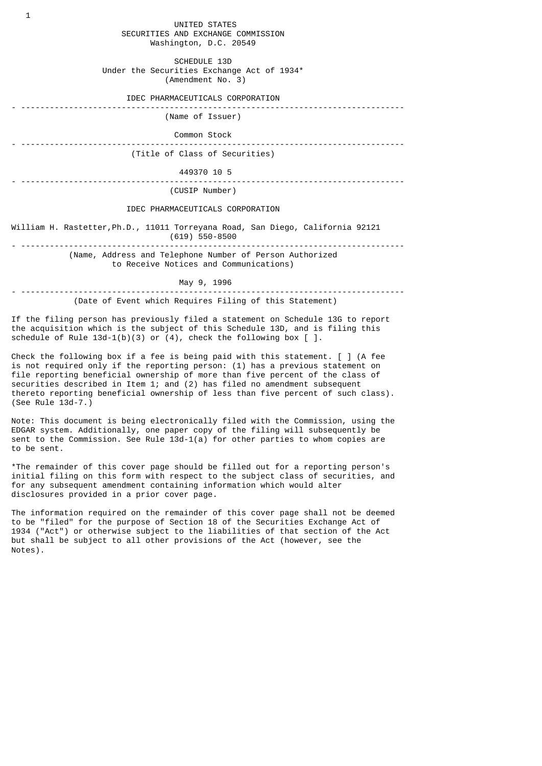UNITED STATES
SECURITIES AND EXCHANGE COMMISSION
Washington, D.C. 20549

SCHEDULE 13D
Under the Securities Exchange Act of 1934*
(Amendment No. 3)

IDEC PHARMACEUTICALS CORPORATION

---

(Name of Issuer)

Common Stock

---

(Title of Class of Securities)

449370 10 5

---

(CUSIP Number)

IDEC PHARMACEUTICALS CORPORATION

William H. Rastetter,Ph.D., 11011 Torreyana Road, San Diego, California 92121
(619) 550-8500

---

(Name, Address and Telephone Number of Person Authorized
to Receive Notices and Communications)

May 9, 1996

---

(Date of Event which Requires Filing of this Statement)

If the filing person has previously filed a statement on Schedule 13G to report the acquisition which is the subject of this Schedule 13D, and is filing this schedule of Rule 13d-1(b)(3) or (4), check the following box [ ].

Check the following box if a fee is being paid with this statement. [ ] (A fee is not required only if the reporting person: (1) has a previous statement on file reporting beneficial ownership of more than five percent of the class of securities described in Item 1; and (2) has filed no amendment subsequent thereto reporting beneficial ownership of less than five percent of such class). (See Rule 13d-7.)

Note: This document is being electronically filed with the Commission, using the EDGAR system. Additionally, one paper copy of the filing will subsequently be sent to the Commission. See Rule 13d-1(a) for other parties to whom copies are to be sent.

*The remainder of this cover page should be filled out for a reporting person's initial filing on this form with respect to the subject class of securities, and for any subsequent amendment containing information which would alter disclosures provided in a prior cover page.

The information required on the remainder of this cover page shall not be deemed to be "filed" for the purpose of Section 18 of the Securities Exchange Act of 1934 ("Act") or otherwise subject to the liabilities of that section of the Act but shall be subject to all other provisions of the Act (however, see the Notes).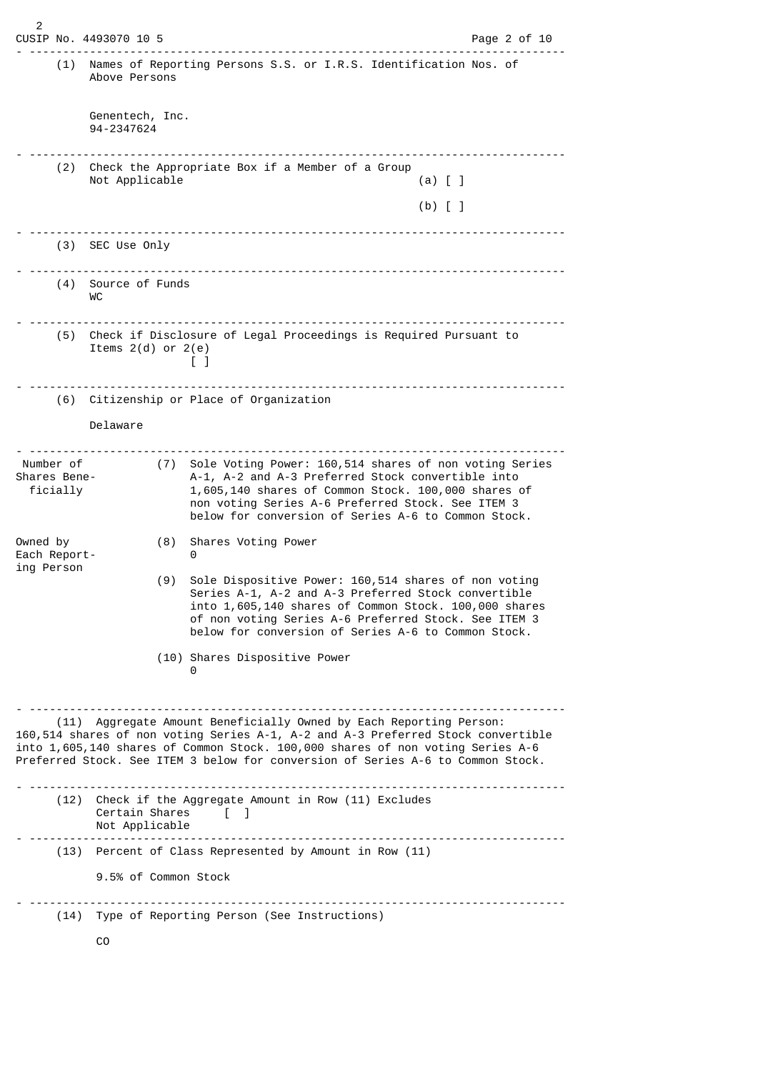CUSIP No. 4493070 10 5

(1) Names of Reporting Persons S.S. or I.R.S. Identification Nos. of Above Persons

Genentech, Inc.
94-2347624

(2) Check the Appropriate Box if a Member of a Group
Not Applicable (a) [ ]

(b) [ ]

(3) SEC Use Only

(4) Source of Funds
WC

(5) Check if Disclosure of Legal Proceedings is Required Pursuant to Items 2(d) or 2(e)
[ ]

(6) Citizenship or Place of Organization

Delaware

| Number of Shares Beneficially Owned by Each Reporting Person | |
|---|---|
| | (7) Sole Voting Power: 160,514 shares of non voting Series A-1, A-2 and A-3 Preferred Stock convertible into 1,605,140 shares of Common Stock. 100,000 shares of non voting Series A-6 Preferred Stock. See ITEM 3 below for conversion of Series A-6 to Common Stock. |
| | (8) Shares Voting Power<br>0 |
| | (9) Sole Dispositive Power: 160,514 shares of non voting Series A-1, A-2 and A-3 Preferred Stock convertible into 1,605,140 shares of Common Stock. 100,000 shares of non voting Series A-6 Preferred Stock. See ITEM 3 below for conversion of Series A-6 to Common Stock. |
| | (10) Shares Dispositive Power<br>0 |

(11) Aggregate Amount Beneficially Owned by Each Reporting Person: 160,514 shares of non voting Series A-1, A-2 and A-3 Preferred Stock convertible into 1,605,140 shares of Common Stock. 100,000 shares of non voting Series A-6 Preferred Stock. See ITEM 3 below for conversion of Series A-6 to Common Stock.

(12) Check if the Aggregate Amount in Row (11) Excludes Certain Shares [ ]
Not Applicable

(13) Percent of Class Represented by Amount in Row (11)

9.5% of Common Stock

(14) Type of Reporting Person (See Instructions)

CO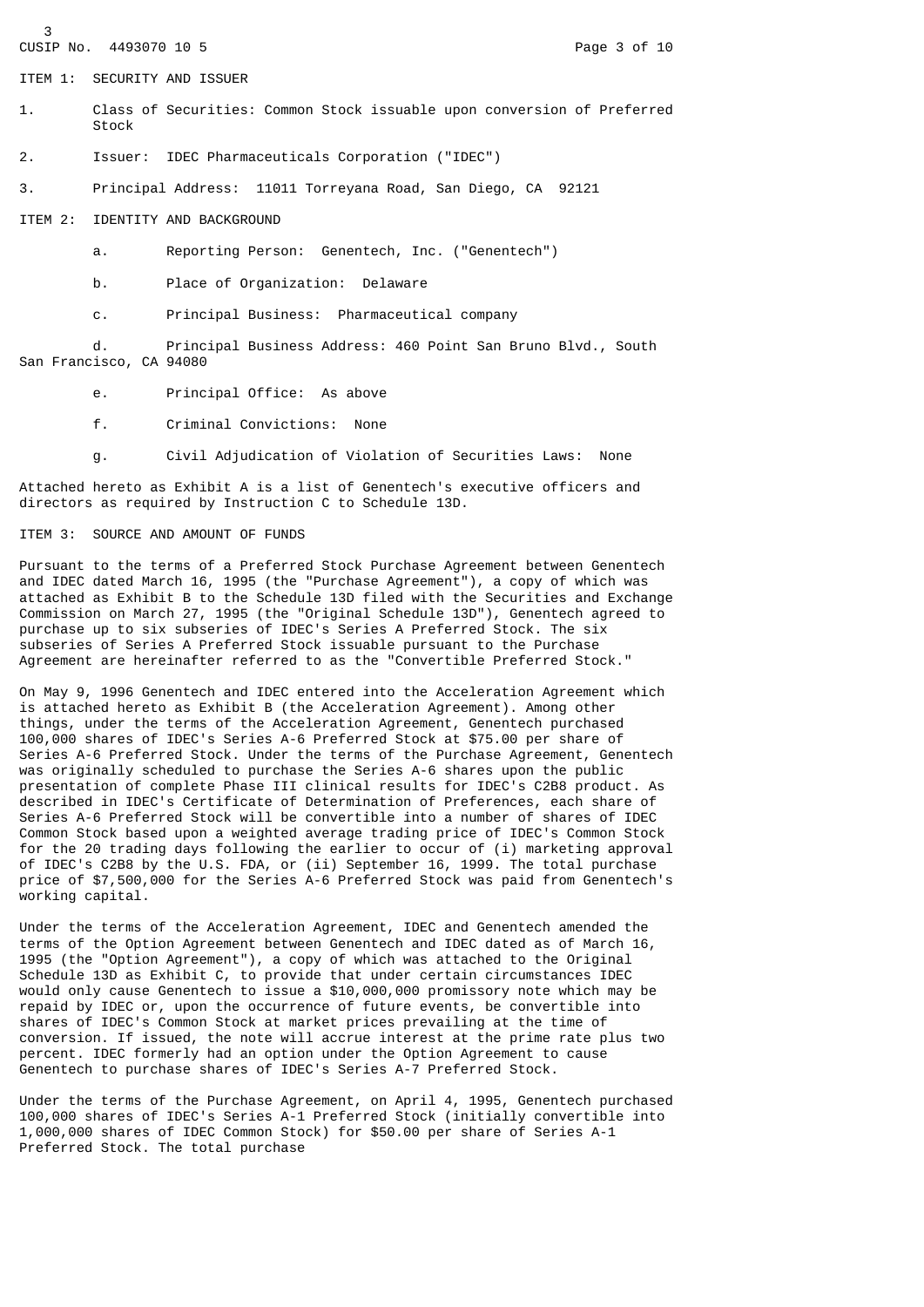CUSIP No. 4493070 10 5

## ITEM 1: SECURITY AND ISSUER

1. Class of Securities: Common Stock issuable upon conversion of Preferred Stock

2. Issuer: IDEC Pharmaceuticals Corporation ("IDEC")

3. Principal Address: 11011 Torreyana Road, San Diego, CA 92121

## ITEM 2: IDENTITY AND BACKGROUND

a. Reporting Person: Genentech, Inc. ("Genentech")

b. Place of Organization: Delaware

c. Principal Business: Pharmaceutical company

d. Principal Business Address: 460 Point San Bruno Blvd., South San Francisco, CA 94080

e. Principal Office: As above

f. Criminal Convictions: None

g. Civil Adjudication of Violation of Securities Laws: None

Attached hereto as Exhibit A is a list of Genentech's executive officers and directors as required by Instruction C to Schedule 13D.

## ITEM 3: SOURCE AND AMOUNT OF FUNDS

Pursuant to the terms of a Preferred Stock Purchase Agreement between Genentech and IDEC dated March 16, 1995 (the "Purchase Agreement"), a copy of which was attached as Exhibit B to the Schedule 13D filed with the Securities and Exchange Commission on March 27, 1995 (the "Original Schedule 13D"), Genentech agreed to purchase up to six subseries of IDEC's Series A Preferred Stock. The six subseries of Series A Preferred Stock issuable pursuant to the Purchase Agreement are hereinafter referred to as the "Convertible Preferred Stock."

On May 9, 1996 Genentech and IDEC entered into the Acceleration Agreement which is attached hereto as Exhibit B (the Acceleration Agreement). Among other things, under the terms of the Acceleration Agreement, Genentech purchased 100,000 shares of IDEC's Series A-6 Preferred Stock at $75.00 per share of Series A-6 Preferred Stock. Under the terms of the Purchase Agreement, Genentech was originally scheduled to purchase the Series A-6 shares upon the public presentation of complete Phase III clinical results for IDEC's C2B8 product. As described in IDEC's Certificate of Determination of Preferences, each share of Series A-6 Preferred Stock will be convertible into a number of shares of IDEC Common Stock based upon a weighted average trading price of IDEC's Common Stock for the 20 trading days following the earlier to occur of (i) marketing approval of IDEC's C2B8 by the U.S. FDA, or (ii) September 16, 1999. The total purchase price of $7,500,000 for the Series A-6 Preferred Stock was paid from Genentech's working capital.

Under the terms of the Acceleration Agreement, IDEC and Genentech amended the terms of the Option Agreement between Genentech and IDEC dated as of March 16, 1995 (the "Option Agreement"), a copy of which was attached to the Original Schedule 13D as Exhibit C, to provide that under certain circumstances IDEC would only cause Genentech to issue a $10,000,000 promissory note which may be repaid by IDEC or, upon the occurrence of future events, be convertible into shares of IDEC's Common Stock at market prices prevailing at the time of conversion. If issued, the note will accrue interest at the prime rate plus two percent. IDEC formerly had an option under the Option Agreement to cause Genentech to purchase shares of IDEC's Series A-7 Preferred Stock.

Under the terms of the Purchase Agreement, on April 4, 1995, Genentech purchased 100,000 shares of IDEC's Series A-1 Preferred Stock (initially convertible into 1,000,000 shares of IDEC Common Stock) for $50.00 per share of Series A-1 Preferred Stock. The total purchase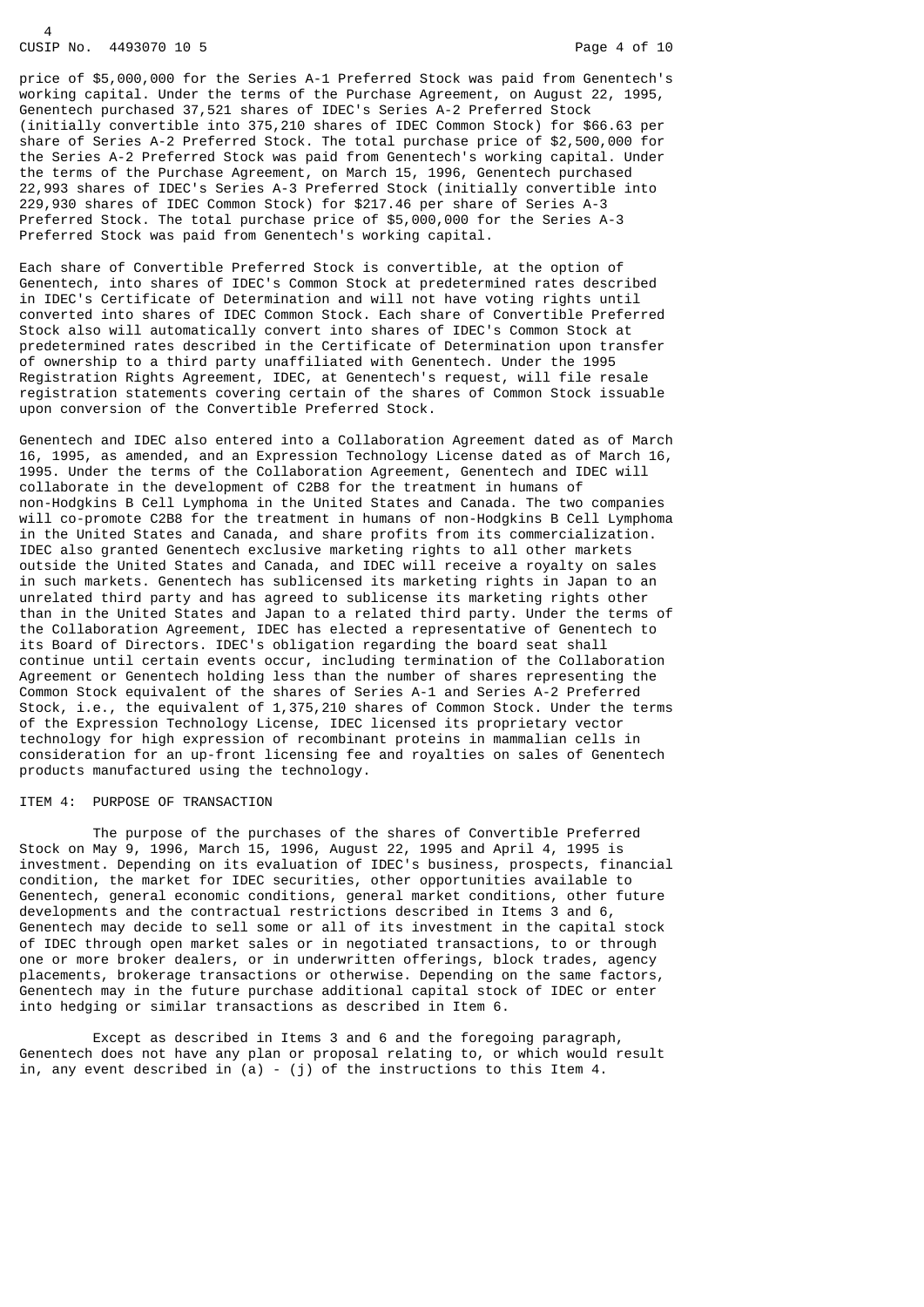price of $5,000,000 for the Series A-1 Preferred Stock was paid from Genentech's working capital. Under the terms of the Purchase Agreement, on August 22, 1995, Genentech purchased 37,521 shares of IDEC's Series A-2 Preferred Stock (initially convertible into 375,210 shares of IDEC Common Stock) for $66.63 per share of Series A-2 Preferred Stock. The total purchase price of $2,500,000 for the Series A-2 Preferred Stock was paid from Genentech's working capital. Under the terms of the Purchase Agreement, on March 15, 1996, Genentech purchased 22,993 shares of IDEC's Series A-3 Preferred Stock (initially convertible into 229,930 shares of IDEC Common Stock) for $217.46 per share of Series A-3 Preferred Stock. The total purchase price of $5,000,000 for the Series A-3 Preferred Stock was paid from Genentech's working capital.

Each share of Convertible Preferred Stock is convertible, at the option of Genentech, into shares of IDEC's Common Stock at predetermined rates described in IDEC's Certificate of Determination and will not have voting rights until converted into shares of IDEC Common Stock. Each share of Convertible Preferred Stock also will automatically convert into shares of IDEC's Common Stock at predetermined rates described in the Certificate of Determination upon transfer of ownership to a third party unaffiliated with Genentech. Under the 1995 Registration Rights Agreement, IDEC, at Genentech's request, will file resale registration statements covering certain of the shares of Common Stock issuable upon conversion of the Convertible Preferred Stock.

Genentech and IDEC also entered into a Collaboration Agreement dated as of March 16, 1995, as amended, and an Expression Technology License dated as of March 16, 1995. Under the terms of the Collaboration Agreement, Genentech and IDEC will collaborate in the development of C2B8 for the treatment in humans of non-Hodgkins B Cell Lymphoma in the United States and Canada. The two companies will co-promote C2B8 for the treatment in humans of non-Hodgkins B Cell Lymphoma in the United States and Canada, and share profits from its commercialization. IDEC also granted Genentech exclusive marketing rights to all other markets outside the United States and Canada, and IDEC will receive a royalty on sales in such markets. Genentech has sublicensed its marketing rights in Japan to an unrelated third party and has agreed to sublicense its marketing rights other than in the United States and Japan to a related third party. Under the terms of the Collaboration Agreement, IDEC has elected a representative of Genentech to its Board of Directors. IDEC's obligation regarding the board seat shall continue until certain events occur, including termination of the Collaboration Agreement or Genentech holding less than the number of shares representing the Common Stock equivalent of the shares of Series A-1 and Series A-2 Preferred Stock, i.e., the equivalent of 1,375,210 shares of Common Stock. Under the terms of the Expression Technology License, IDEC licensed its proprietary vector technology for high expression of recombinant proteins in mammalian cells in consideration for an up-front licensing fee and royalties on sales of Genentech products manufactured using the technology.

## ITEM 4: PURPOSE OF TRANSACTION

The purpose of the purchases of the shares of Convertible Preferred Stock on May 9, 1996, March 15, 1996, August 22, 1995 and April 4, 1995 is investment. Depending on its evaluation of IDEC's business, prospects, financial condition, the market for IDEC securities, other opportunities available to Genentech, general economic conditions, general market conditions, other future developments and the contractual restrictions described in Items 3 and 6, Genentech may decide to sell some or all of its investment in the capital stock of IDEC through open market sales or in negotiated transactions, to or through one or more broker dealers, or in underwritten offerings, block trades, agency placements, brokerage transactions or otherwise. Depending on the same factors, Genentech may in the future purchase additional capital stock of IDEC or enter into hedging or similar transactions as described in Item 6.

Except as described in Items 3 and 6 and the foregoing paragraph, Genentech does not have any plan or proposal relating to, or which would result in, any event described in (a) - (j) of the instructions to this Item 4.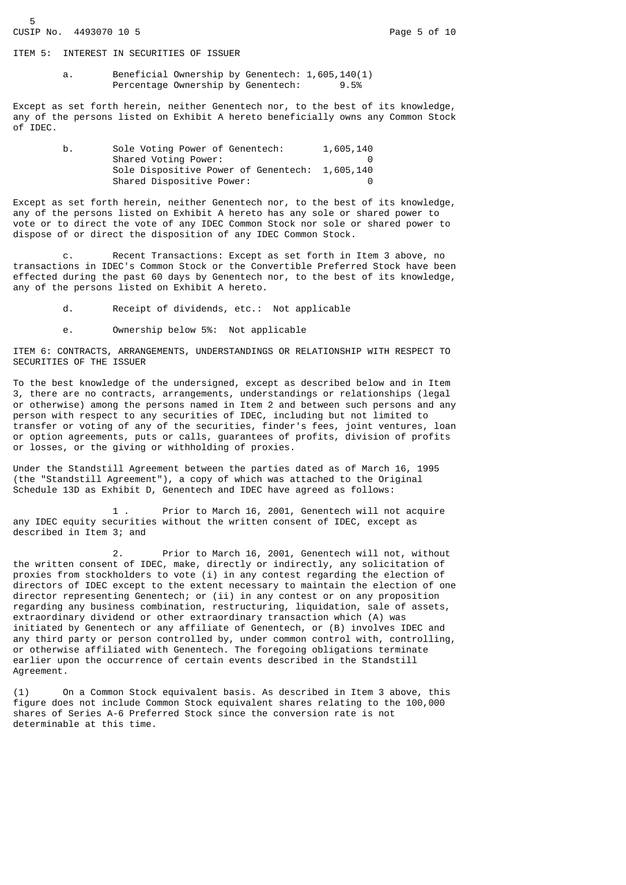## ITEM 5: INTEREST IN SECURITIES OF ISSUER

a. Beneficial Ownership by Genentech: 1,605,140(1)
   Percentage Ownership by Genentech: 9.5%

Except as set forth herein, neither Genentech nor, to the best of its knowledge, any of the persons listed on Exhibit A hereto beneficially owns any Common Stock of IDEC.

b.

| | |
|---|---|
| Sole Voting Power of Genentech: | 1,605,140 |
| Shared Voting Power: | 0 |
| Sole Dispositive Power of Genentech: | 1,605,140 |
| Shared Dispositive Power: | 0 |

Except as set forth herein, neither Genentech nor, to the best of its knowledge, any of the persons listed on Exhibit A hereto has any sole or shared power to vote or to direct the vote of any IDEC Common Stock nor sole or shared power to dispose of or direct the disposition of any IDEC Common Stock.

c. Recent Transactions: Except as set forth in Item 3 above, no transactions in IDEC's Common Stock or the Convertible Preferred Stock have been effected during the past 60 days by Genentech nor, to the best of its knowledge, any of the persons listed on Exhibit A hereto.

d. Receipt of dividends, etc.: Not applicable

e. Ownership below 5%: Not applicable

## ITEM 6: CONTRACTS, ARRANGEMENTS, UNDERSTANDINGS OR RELATIONSHIP WITH RESPECT TO SECURITIES OF THE ISSUER

To the best knowledge of the undersigned, except as described below and in Item 3, there are no contracts, arrangements, understandings or relationships (legal or otherwise) among the persons named in Item 2 and between such persons and any person with respect to any securities of IDEC, including but not limited to transfer or voting of any of the securities, finder's fees, joint ventures, loan or option agreements, puts or calls, guarantees of profits, division of profits or losses, or the giving or withholding of proxies.

Under the Standstill Agreement between the parties dated as of March 16, 1995 (the "Standstill Agreement"), a copy of which was attached to the Original Schedule 13D as Exhibit D, Genentech and IDEC have agreed as follows:

1. Prior to March 16, 2001, Genentech will not acquire any IDEC equity securities without the written consent of IDEC, except as described in Item 3; and

2. Prior to March 16, 2001, Genentech will not, without the written consent of IDEC, make, directly or indirectly, any solicitation of proxies from stockholders to vote (i) in any contest regarding the election of directors of IDEC except to the extent necessary to maintain the election of one director representing Genentech; or (ii) in any contest or on any proposition regarding any business combination, restructuring, liquidation, sale of assets, extraordinary dividend or other extraordinary transaction which (A) was initiated by Genentech or any affiliate of Genentech, or (B) involves IDEC and any third party or person controlled by, under common control with, controlling, or otherwise affiliated with Genentech. The foregoing obligations terminate earlier upon the occurrence of certain events described in the Standstill Agreement.

(1) On a Common Stock equivalent basis. As described in Item 3 above, this figure does not include Common Stock equivalent shares relating to the 100,000 shares of Series A-6 Preferred Stock since the conversion rate is not determinable at this time.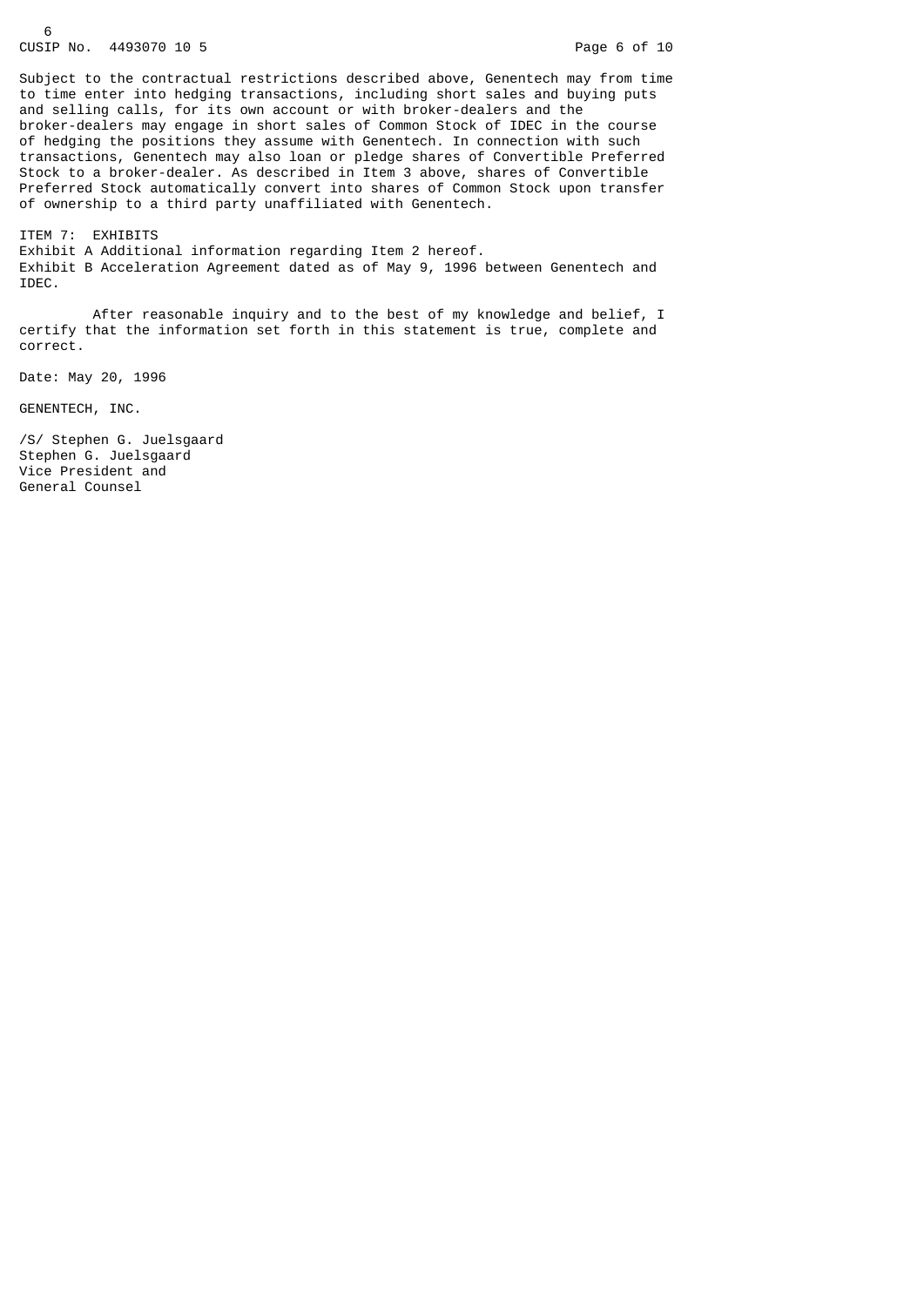Subject to the contractual restrictions described above, Genentech may from time to time enter into hedging transactions, including short sales and buying puts and selling calls, for its own account or with broker-dealers and the broker-dealers may engage in short sales of Common Stock of IDEC in the course of hedging the positions they assume with Genentech. In connection with such transactions, Genentech may also loan or pledge shares of Convertible Preferred Stock to a broker-dealer. As described in Item 3 above, shares of Convertible Preferred Stock automatically convert into shares of Common Stock upon transfer of ownership to a third party unaffiliated with Genentech.

ITEM 7: EXHIBITS

Exhibit A Additional information regarding Item 2 hereof.
Exhibit B Acceleration Agreement dated as of May 9, 1996 between Genentech and IDEC.

After reasonable inquiry and to the best of my knowledge and belief, I certify that the information set forth in this statement is true, complete and correct.

Date: May 20, 1996

GENENTECH, INC.

/S/ Stephen G. Juelsgaard
Stephen G. Juelsgaard
Vice President and
General Counsel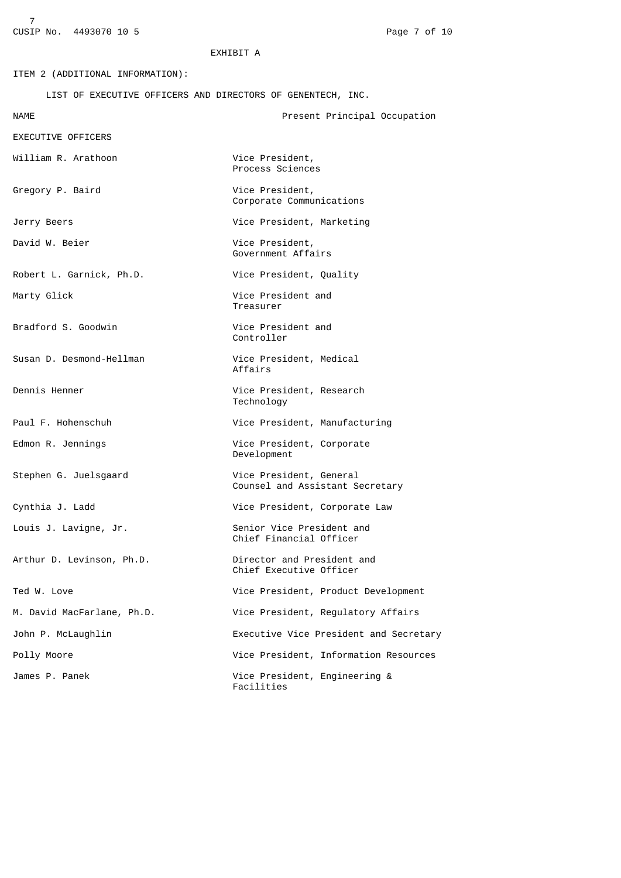CUSIP No. 4493070 10 5

EXHIBIT A

ITEM 2 (ADDITIONAL INFORMATION):

LIST OF EXECUTIVE OFFICERS AND DIRECTORS OF GENENTECH, INC.

| NAME | Present Principal Occupation |
|---|---|
| EXECUTIVE OFFICERS | |
| William R. Arathoon | Vice President, Process Sciences |
| Gregory P. Baird | Vice President, Corporate Communications |
| Jerry Beers | Vice President, Marketing |
| David W. Beier | Vice President, Government Affairs |
| Robert L. Garnick, Ph.D. | Vice President, Quality |
| Marty Glick | Vice President and Treasurer |
| Bradford S. Goodwin | Vice President and Controller |
| Susan D. Desmond-Hellman | Vice President, Medical Affairs |
| Dennis Henner | Vice President, Research Technology |
| Paul F. Hohenschuh | Vice President, Manufacturing |
| Edmon R. Jennings | Vice President, Corporate Development |
| Stephen G. Juelsgaard | Vice President, General Counsel and Assistant Secretary |
| Cynthia J. Ladd | Vice President, Corporate Law |
| Louis J. Lavigne, Jr. | Senior Vice President and Chief Financial Officer |
| Arthur D. Levinson, Ph.D. | Director and President and Chief Executive Officer |
| Ted W. Love | Vice President, Product Development |
| M. David MacFarlane, Ph.D. | Vice President, Regulatory Affairs |
| John P. McLaughlin | Executive Vice President and Secretary |
| Polly Moore | Vice President, Information Resources |
| James P. Panek | Vice President, Engineering & Facilities |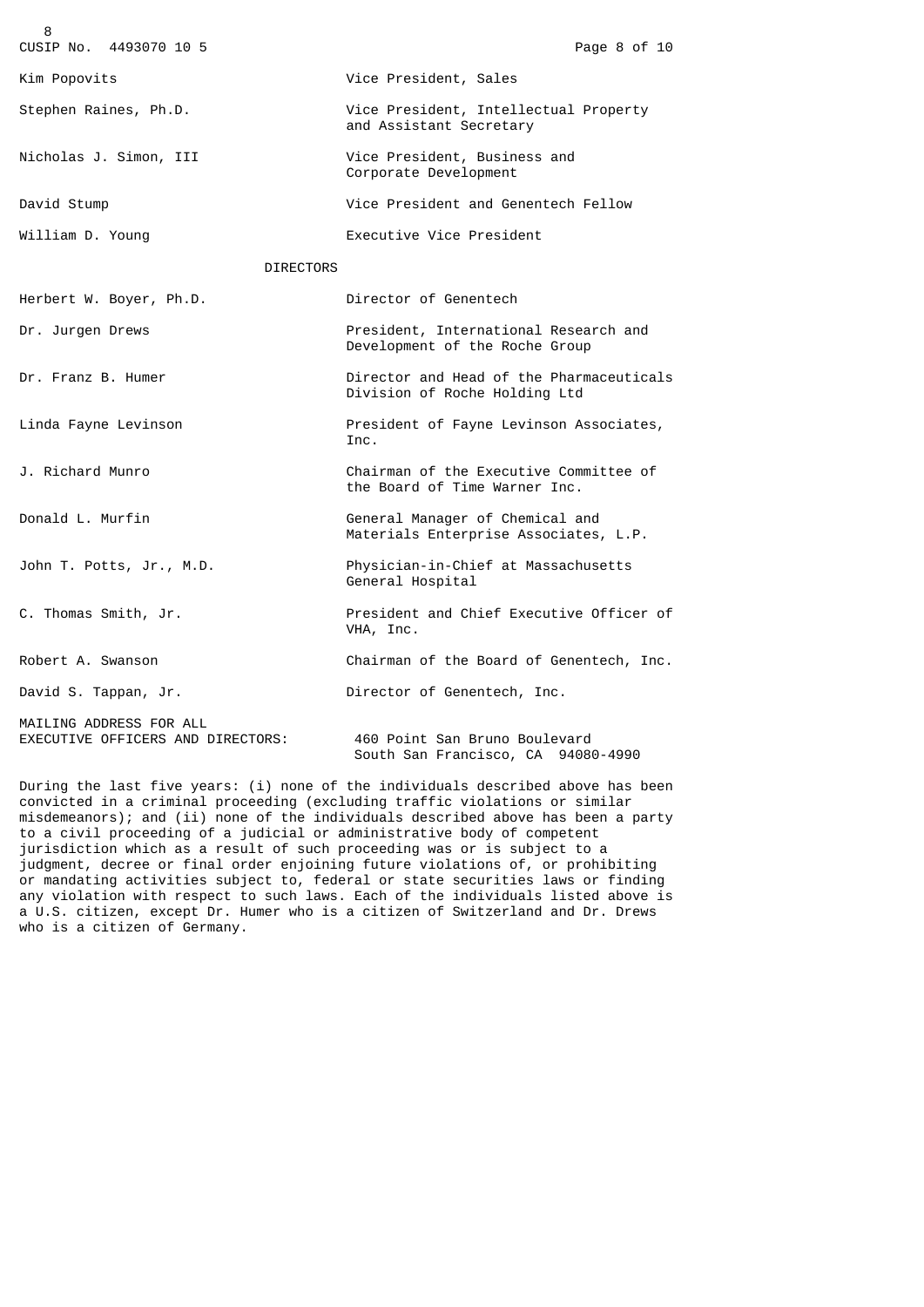CUSIP No. 4493070 10 5

| | |
|---|---|
| Kim Popovits | Vice President, Sales |
| Stephen Raines, Ph.D. | Vice President, Intellectual Property and Assistant Secretary |
| Nicholas J. Simon, III | Vice President, Business and Corporate Development |
| David Stump | Vice President and Genentech Fellow |
| William D. Young | Executive Vice President |

DIRECTORS

| | |
|---|---|
| Herbert W. Boyer, Ph.D. | Director of Genentech |
| Dr. Jurgen Drews | President, International Research and Development of the Roche Group |
| Dr. Franz B. Humer | Director and Head of the Pharmaceuticals Division of Roche Holding Ltd |
| Linda Fayne Levinson | President of Fayne Levinson Associates, Inc. |
| J. Richard Munro | Chairman of the Executive Committee of the Board of Time Warner Inc. |
| Donald L. Murfin | General Manager of Chemical and Materials Enterprise Associates, L.P. |
| John T. Potts, Jr., M.D. | Physician-in-Chief at Massachusetts General Hospital |
| C. Thomas Smith, Jr. | President and Chief Executive Officer of VHA, Inc. |
| Robert A. Swanson | Chairman of the Board of Genentech, Inc. |
| David S. Tappan, Jr. | Director of Genentech, Inc. |
| MAILING ADDRESS FOR ALL EXECUTIVE OFFICERS AND DIRECTORS: | 460 Point San Bruno Boulevard South San Francisco, CA 94080-4990 |

During the last five years: (i) none of the individuals described above has been convicted in a criminal proceeding (excluding traffic violations or similar misdemeanors); and (ii) none of the individuals described above has been a party to a civil proceeding of a judicial or administrative body of competent jurisdiction which as a result of such proceeding was or is subject to a judgment, decree or final order enjoining future violations of, or prohibiting or mandating activities subject to, federal or state securities laws or finding any violation with respect to such laws. Each of the individuals listed above is a U.S. citizen, except Dr. Humer who is a citizen of Switzerland and Dr. Drews who is a citizen of Germany.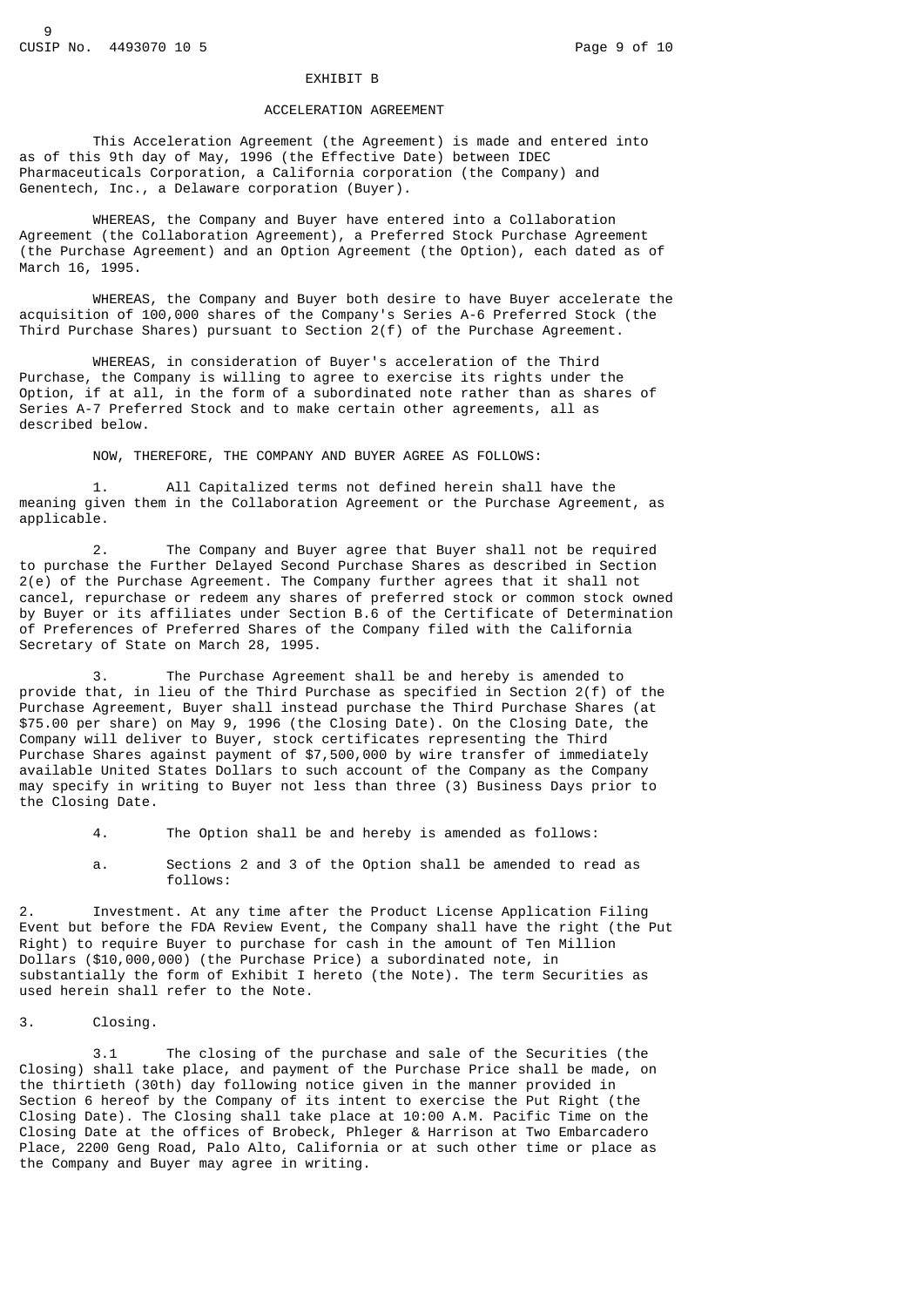EXHIBIT B

ACCELERATION AGREEMENT

This Acceleration Agreement (the Agreement) is made and entered into as of this 9th day of May, 1996 (the Effective Date) between IDEC Pharmaceuticals Corporation, a California corporation (the Company) and Genentech, Inc., a Delaware corporation (Buyer).

WHEREAS, the Company and Buyer have entered into a Collaboration Agreement (the Collaboration Agreement), a Preferred Stock Purchase Agreement (the Purchase Agreement) and an Option Agreement (the Option), each dated as of March 16, 1995.

WHEREAS, the Company and Buyer both desire to have Buyer accelerate the acquisition of 100,000 shares of the Company's Series A-6 Preferred Stock (the Third Purchase Shares) pursuant to Section 2(f) of the Purchase Agreement.

WHEREAS, in consideration of Buyer's acceleration of the Third Purchase, the Company is willing to agree to exercise its rights under the Option, if at all, in the form of a subordinated note rather than as shares of Series A-7 Preferred Stock and to make certain other agreements, all as described below.

NOW, THEREFORE, THE COMPANY AND BUYER AGREE AS FOLLOWS:

1. All Capitalized terms not defined herein shall have the meaning given them in the Collaboration Agreement or the Purchase Agreement, as applicable.

2. The Company and Buyer agree that Buyer shall not be required to purchase the Further Delayed Second Purchase Shares as described in Section 2(e) of the Purchase Agreement. The Company further agrees that it shall not cancel, repurchase or redeem any shares of preferred stock or common stock owned by Buyer or its affiliates under Section B.6 of the Certificate of Determination of Preferences of Preferred Shares of the Company filed with the California Secretary of State on March 28, 1995.

3. The Purchase Agreement shall be and hereby is amended to provide that, in lieu of the Third Purchase as specified in Section 2(f) of the Purchase Agreement, Buyer shall instead purchase the Third Purchase Shares (at $75.00 per share) on May 9, 1996 (the Closing Date). On the Closing Date, the Company will deliver to Buyer, stock certificates representing the Third Purchase Shares against payment of $7,500,000 by wire transfer of immediately available United States Dollars to such account of the Company as the Company may specify in writing to Buyer not less than three (3) Business Days prior to the Closing Date.

4. The Option shall be and hereby is amended as follows:

a. Sections 2 and 3 of the Option shall be amended to read as follows:

2. Investment. At any time after the Product License Application Filing Event but before the FDA Review Event, the Company shall have the right (the Put Right) to require Buyer to purchase for cash in the amount of Ten Million Dollars ($10,000,000) (the Purchase Price) a subordinated note, in substantially the form of Exhibit I hereto (the Note). The term Securities as used herein shall refer to the Note.

3. Closing.

3.1 The closing of the purchase and sale of the Securities (the Closing) shall take place, and payment of the Purchase Price shall be made, on the thirtieth (30th) day following notice given in the manner provided in Section 6 hereof by the Company of its intent to exercise the Put Right (the Closing Date). The Closing shall take place at 10:00 A.M. Pacific Time on the Closing Date at the offices of Brobeck, Phleger & Harrison at Two Embarcadero Place, 2200 Geng Road, Palo Alto, California or at such other time or place as the Company and Buyer may agree in writing.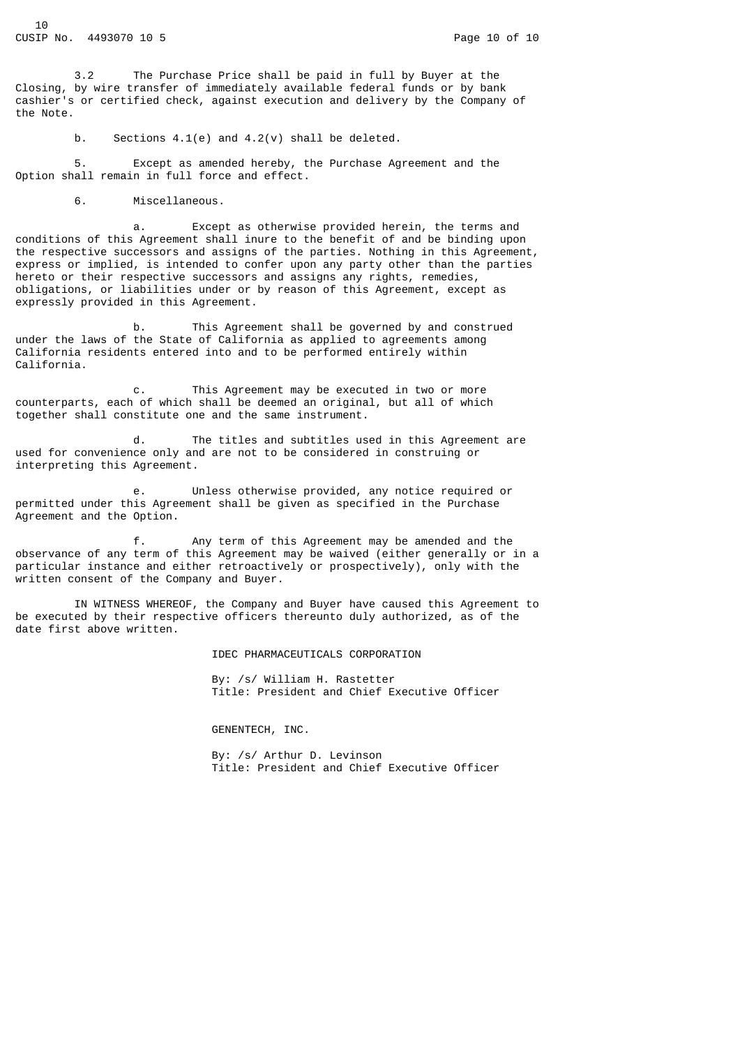3.2 The Purchase Price shall be paid in full by Buyer at the Closing, by wire transfer of immediately available federal funds or by bank cashier's or certified check, against execution and delivery by the Company of the Note.

b. Sections 4.1(e) and 4.2(v) shall be deleted.

5. Except as amended hereby, the Purchase Agreement and the Option shall remain in full force and effect.

6. Miscellaneous.

a. Except as otherwise provided herein, the terms and conditions of this Agreement shall inure to the benefit of and be binding upon the respective successors and assigns of the parties. Nothing in this Agreement, express or implied, is intended to confer upon any party other than the parties hereto or their respective successors and assigns any rights, remedies, obligations, or liabilities under or by reason of this Agreement, except as expressly provided in this Agreement.

b. This Agreement shall be governed by and construed under the laws of the State of California as applied to agreements among California residents entered into and to be performed entirely within California.

c. This Agreement may be executed in two or more counterparts, each of which shall be deemed an original, but all of which together shall constitute one and the same instrument.

d. The titles and subtitles used in this Agreement are used for convenience only and are not to be considered in construing or interpreting this Agreement.

e. Unless otherwise provided, any notice required or permitted under this Agreement shall be given as specified in the Purchase Agreement and the Option.

f. Any term of this Agreement may be amended and the observance of any term of this Agreement may be waived (either generally or in a particular instance and either retroactively or prospectively), only with the written consent of the Company and Buyer.

IN WITNESS WHEREOF, the Company and Buyer have caused this Agreement to be executed by their respective officers thereunto duly authorized, as of the date first above written.

IDEC PHARMACEUTICALS CORPORATION

By: /s/ William H. Rastetter
Title: President and Chief Executive Officer

GENENTECH, INC.

By: /s/ Arthur D. Levinson
Title: President and Chief Executive Officer